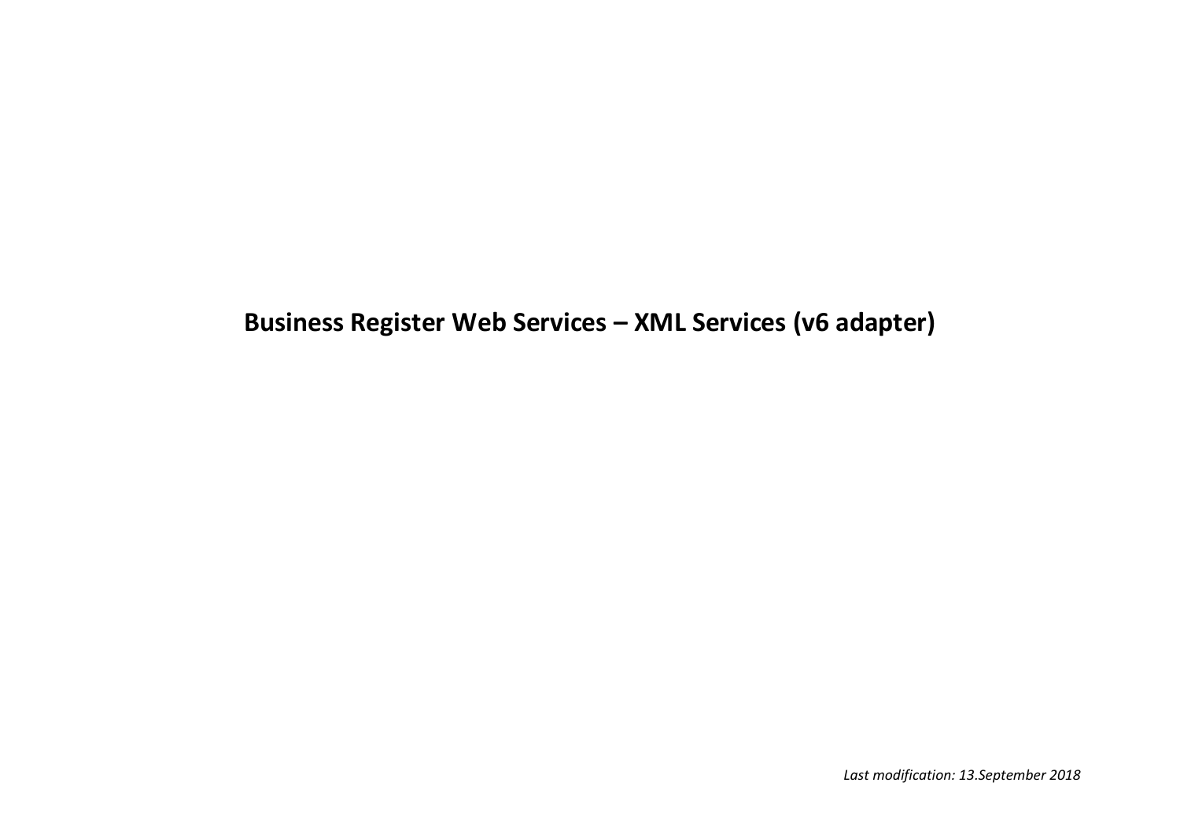# Business Register Web Services – XML Services (v6 adapter)

*Last modification: 13.September 2018*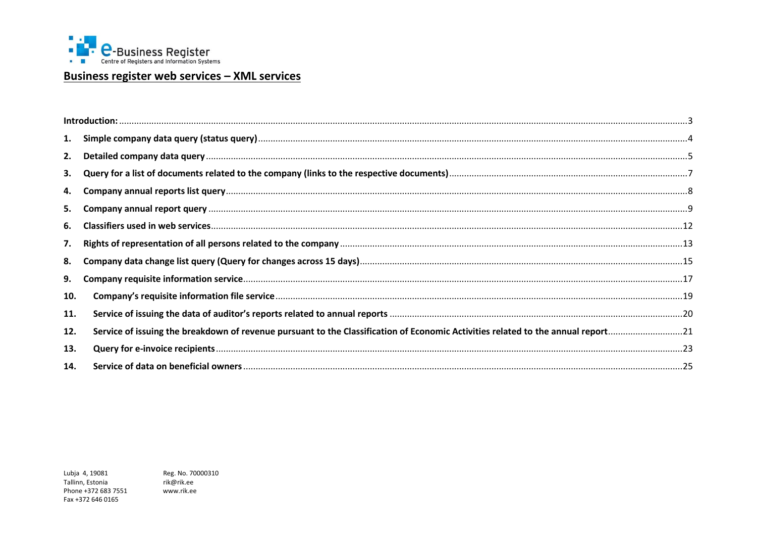e-Business Register
Centre of Registers and Information Systems

# Business register web services – XML services

**Introduction:** ..... 3

1. **Simple company data query (status query)** ..... 4
2. **Detailed company data query** ..... 5
3. **Query for a list of documents related to the company (links to the respective documents)** ..... 7
4. **Company annual reports list query** ..... 8
5. **Company annual report query** ..... 9
6. **Classifiers used in web services** ..... 12
7. **Rights of representation of all persons related to the company** ..... 13
8. **Company data change list query (Query for changes across 15 days)** ..... 15
9. **Company requisite information service** ..... 17
10. **Company's requisite information file service** ..... 19
11. **Service of issuing the data of auditor's reports related to annual reports** ..... 20
12. **Service of issuing the breakdown of revenue pursuant to the Classification of Economic Activities related to the annual report** ..... 21
13. **Query for e-invoice recipients** ..... 23
14. **Service of data on beneficial owners** ..... 25

Lubja 4, 19081
Tallinn, Estonia
Phone +372 683 7551
Fax +372 646 0165

Reg. No. 70000310
rik@rik.ee
www.rik.ee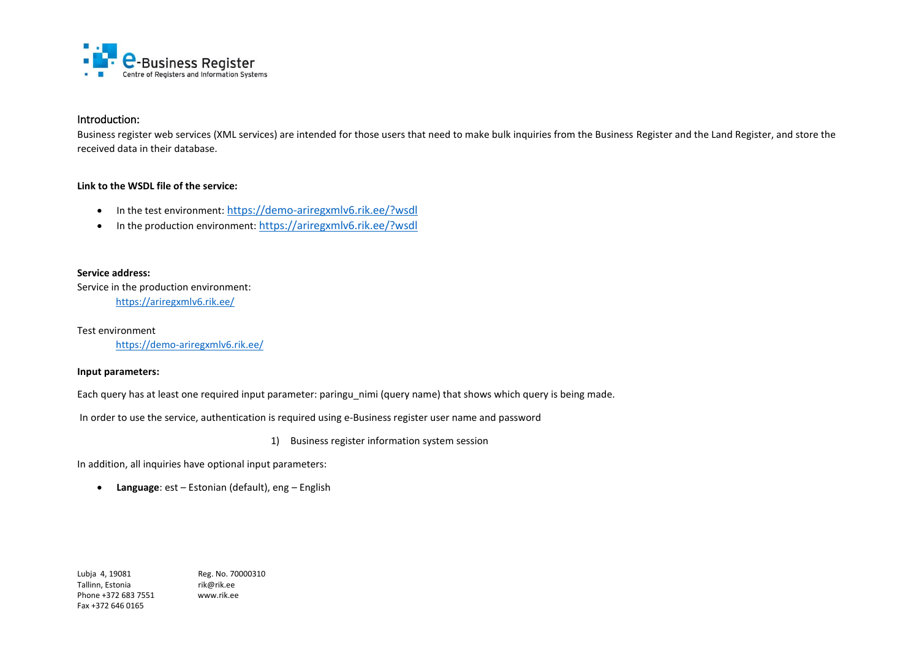## Introduction:

Business register web services (XML services) are intended for those users that need to make bulk inquiries from the Business Register and the Land Register, and store the received data in their database.

**Link to the WSDL file of the service:**

- In the test environment: https://demo-ariregxmlv6.rik.ee/?wsdl
- In the production environment: https://ariregxmlv6.rik.ee/?wsdl

**Service address:**

Service in the production environment:

https://ariregxmlv6.rik.ee/

Test environment

https://demo-ariregxmlv6.rik.ee/

**Input parameters:**

Each query has at least one required input parameter: paringu_nimi (query name) that shows which query is being made.

In order to use the service, authentication is required using e-Business register user name and password

1) Business register information system session

In addition, all inquiries have optional input parameters:

- **Language**: est – Estonian (default), eng – English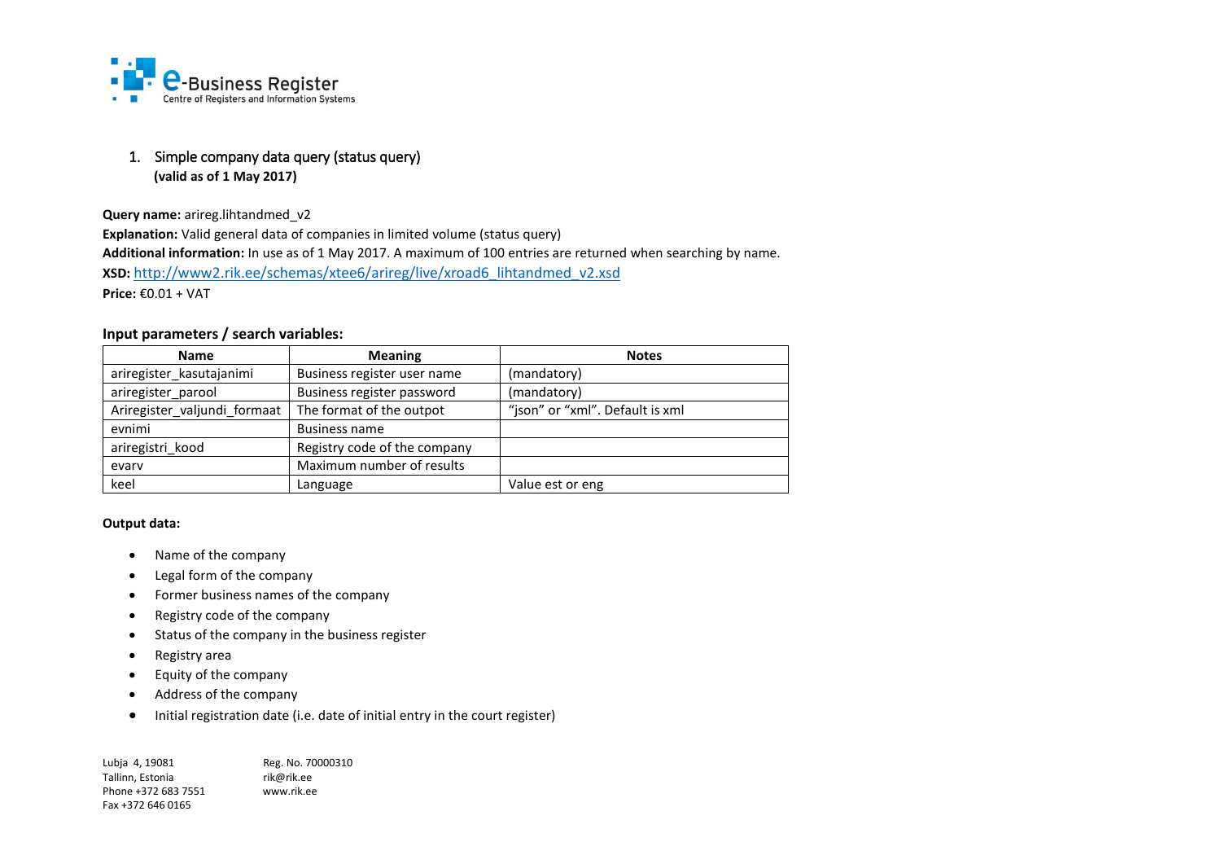# 1. Simple company data query (status query)

**(valid as of 1 May 2017)**

**Query name:** arireg.lihtandmed_v2
**Explanation:** Valid general data of companies in limited volume (status query)
**Additional information:** In use as of 1 May 2017. A maximum of 100 entries are returned when searching by name.
**XSD:** http://www2.rik.ee/schemas/xtee6/arireg/live/xroad6_lihtandmed_v2.xsd
**Price:** €0.01 + VAT

**Input parameters / search variables:**

| Name | Meaning | Notes |
|---|---|---|
| ariregister_kasutajanimi | Business register user name | (mandatory) |
| ariregister_parool | Business register password | (mandatory) |
| Ariregister_valjundi_formaat | The format of the outpot | "json" or "xml". Default is xml |
| evnimi | Business name | |
| ariregistri_kood | Registry code of the company | |
| evarv | Maximum number of results | |
| keel | Language | Value est or eng |

**Output data:**

- Name of the company
- Legal form of the company
- Former business names of the company
- Registry code of the company
- Status of the company in the business register
- Registry area
- Equity of the company
- Address of the company
- Initial registration date (i.e. date of initial entry in the court register)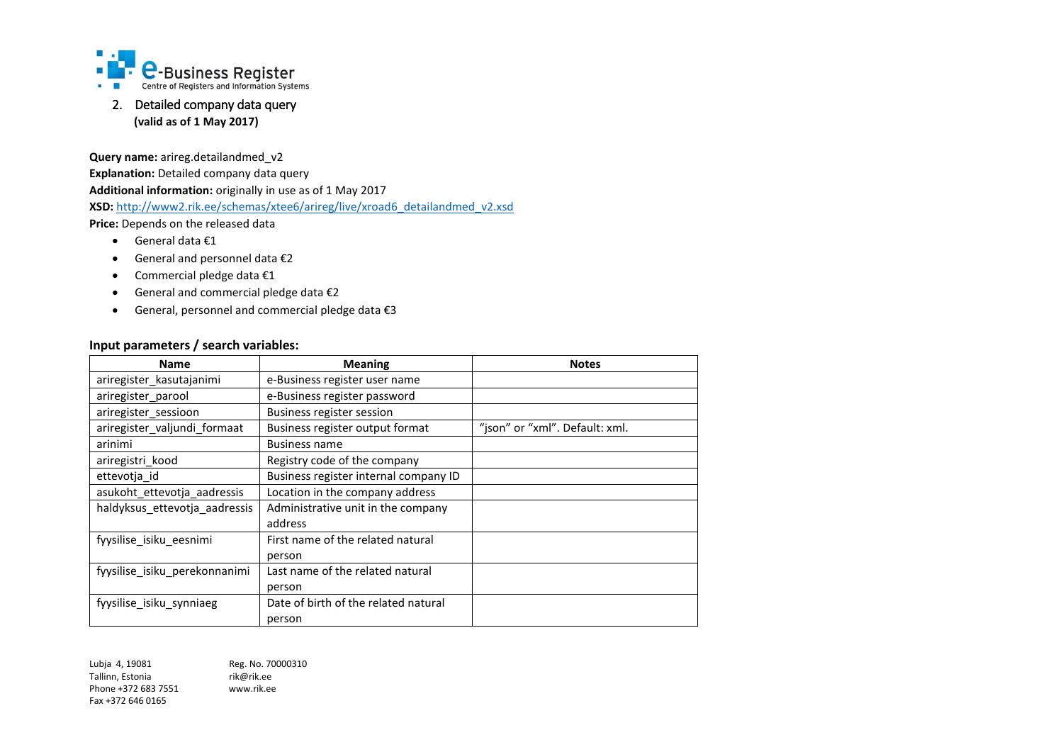## 2. Detailed company data query

**(valid as of 1 May 2017)**

**Query name:** arireg.detailandmed_v2
**Explanation:** Detailed company data query
**Additional information:** originally in use as of 1 May 2017
**XSD:** http://www2.rik.ee/schemas/xtee6/arireg/live/xroad6_detailandmed_v2.xsd
**Price:** Depends on the released data

- General data €1
- General and personnel data €2
- Commercial pledge data €1
- General and commercial pledge data €2
- General, personnel and commercial pledge data €3

### Input parameters / search variables:

| Name | Meaning | Notes |
|---|---|---|
| ariregister_kasutajanimi | e-Business register user name | |
| ariregister_parool | e-Business register password | |
| ariregister_sessioon | Business register session | |
| ariregister_valjundi_formaat | Business register output format | "json" or "xml". Default: xml. |
| arinimi | Business name | |
| ariregistri_kood | Registry code of the company | |
| ettevotja_id | Business register internal company ID | |
| asukoht_ettevotja_aadressis | Location in the company address | |
| haldyksus_ettevotja_aadressis | Administrative unit in the company address | |
| fyysilise_isiku_eesnimi | First name of the related natural person | |
| fyysilise_isiku_perekonnanimi | Last name of the related natural person | |
| fyysilise_isiku_synniaeg | Date of birth of the related natural person | |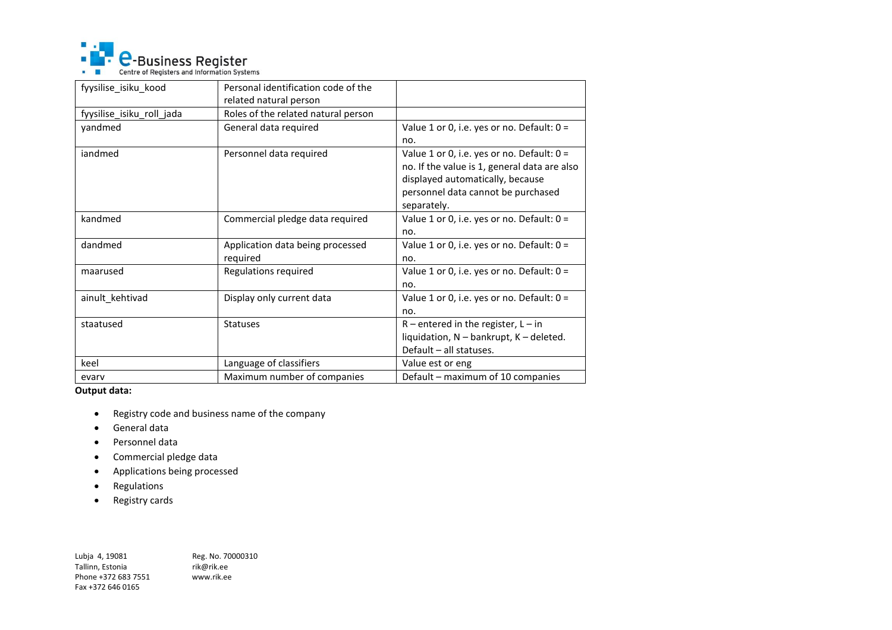| fyysilise_isiku_kood | Personal identification code of the related natural person | |
| --- | --- | --- |
| fyysilise_isiku_roll_jada | Roles of the related natural person | |
| yandmed | General data required | Value 1 or 0, i.e. yes or no. Default: 0 = no. |
| iandmed | Personnel data required | Value 1 or 0, i.e. yes or no. Default: 0 = no. If the value is 1, general data are also displayed automatically, because personnel data cannot be purchased separately. |
| kandmed | Commercial pledge data required | Value 1 or 0, i.e. yes or no. Default: 0 = no. |
| dandmed | Application data being processed required | Value 1 or 0, i.e. yes or no. Default: 0 = no. |
| maarused | Regulations required | Value 1 or 0, i.e. yes or no. Default: 0 = no. |
| ainult_kehtivad | Display only current data | Value 1 or 0, i.e. yes or no. Default: 0 = no. |
| staatused | Statuses | R – entered in the register, L – in liquidation, N – bankrupt, K – deleted. Default – all statuses. |
| keel | Language of classifiers | Value est or eng |
| evarv | Maximum number of companies | Default – maximum of 10 companies |

**Output data:**

- Registry code and business name of the company
- General data
- Personnel data
- Commercial pledge data
- Applications being processed
- Regulations
- Registry cards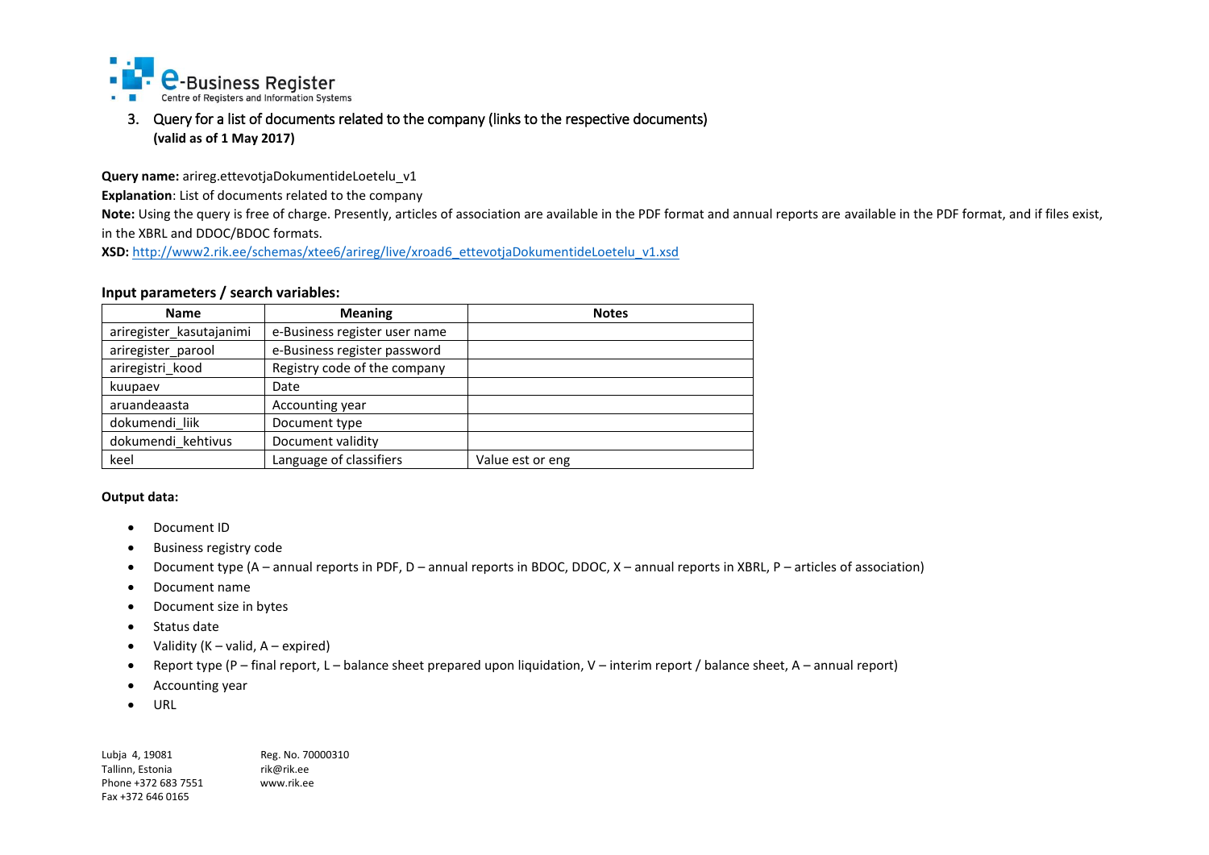## 3. Query for a list of documents related to the company (links to the respective documents)

**(valid as of 1 May 2017)**

**Query name:** arireg.ettevotjaDokumentideLoetelu_v1

**Explanation**: List of documents related to the company

**Note:** Using the query is free of charge. Presently, articles of association are available in the PDF format and annual reports are available in the PDF format, and if files exist, in the XBRL and DDOC/BDOC formats.

**XSD:** http://www2.rik.ee/schemas/xtee6/arireg/live/xroad6_ettevotjaDokumentideLoetelu_v1.xsd

**Input parameters / search variables:**

| Name | Meaning | Notes |
|---|---|---|
| ariregister_kasutajanimi | e-Business register user name | |
| ariregister_parool | e-Business register password | |
| ariregistri_kood | Registry code of the company | |
| kuupaev | Date | |
| aruandeaasta | Accounting year | |
| dokumendi_liik | Document type | |
| dokumendi_kehtivus | Document validity | |
| keel | Language of classifiers | Value est or eng |

**Output data:**

- Document ID
- Business registry code
- Document type (A – annual reports in PDF, D – annual reports in BDOC, DDOC, X – annual reports in XBRL, P – articles of association)
- Document name
- Document size in bytes
- Status date
- Validity (K – valid, A – expired)
- Report type (P – final report, L – balance sheet prepared upon liquidation, V – interim report / balance sheet, A – annual report)
- Accounting year
- URL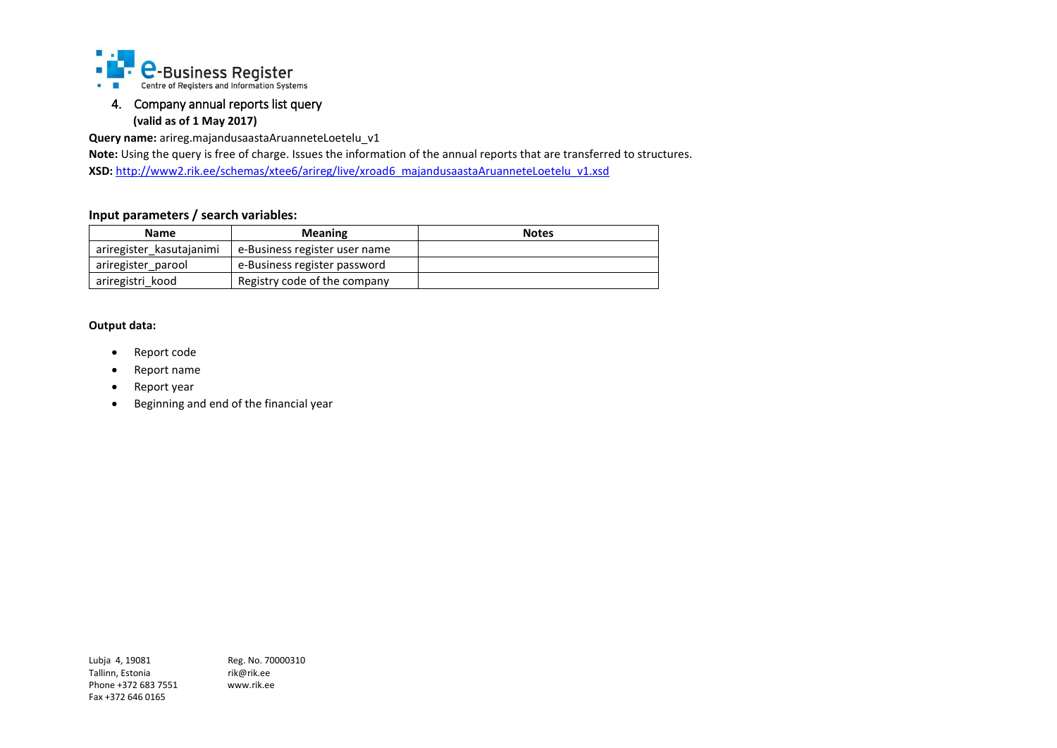## 4. Company annual reports list query

**(valid as of 1 May 2017)**

**Query name:** arireg.majandusaastaAruanneteLoetelu_v1

**Note:** Using the query is free of charge. Issues the information of the annual reports that are transferred to structures.

**XSD:** http://www2.rik.ee/schemas/xtee6/arireg/live/xroad6_majandusaastaAruanneteLoetelu_v1.xsd

### Input parameters / search variables:

| Name | Meaning | Notes |
|---|---|---|
| ariregister_kasutajanimi | e-Business register user name | |
| ariregister_parool | e-Business register password | |
| ariregistri_kood | Registry code of the company | |

**Output data:**

- Report code
- Report name
- Report year
- Beginning and end of the financial year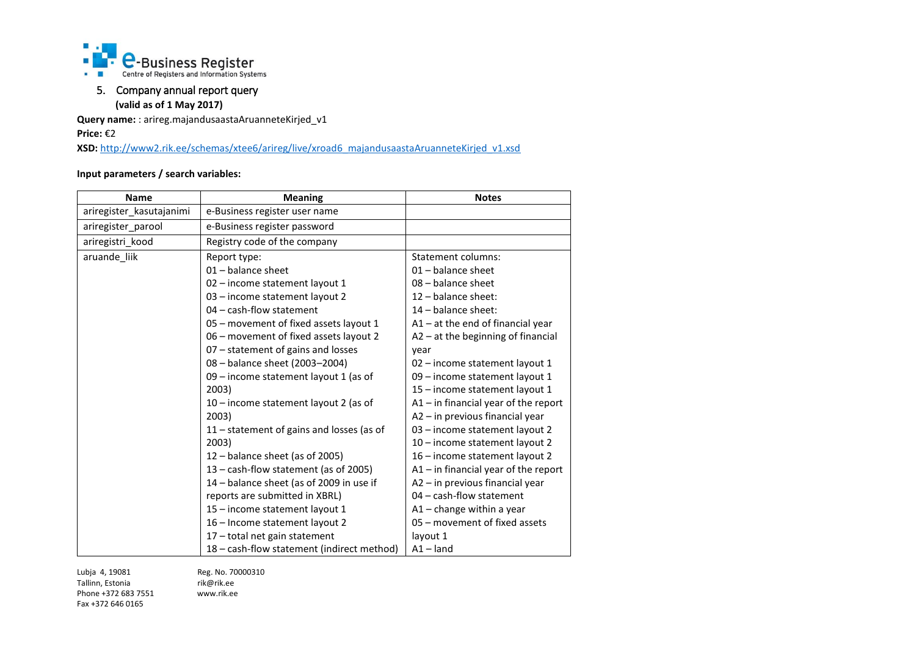## 5. Company annual report query

**(valid as of 1 May 2017)**

**Query name:** : arireg.majandusaastaAruanneteKirjed_v1

**Price:** €2

**XSD:** http://www2.rik.ee/schemas/xtee6/arireg/live/xroad6_majandusaastaAruanneteKirjed_v1.xsd

**Input parameters / search variables:**

| Name | Meaning | Notes |
|---|---|---|
| ariregister_kasutajanimi | e-Business register user name | |
| ariregister_parool | e-Business register password | |
| ariregistri_kood | Registry code of the company | |
| aruande_liik | Report type:<br>01 – balance sheet<br>02 – income statement layout 1<br>03 – income statement layout 2<br>04 – cash-flow statement<br>05 – movement of fixed assets layout 1<br>06 – movement of fixed assets layout 2<br>07 – statement of gains and losses<br>08 – balance sheet (2003–2004)<br>09 – income statement layout 1 (as of 2003)<br>10 – income statement layout 2 (as of 2003)<br>11 – statement of gains and losses (as of 2003)<br>12 – balance sheet (as of 2005)<br>13 – cash-flow statement (as of 2005)<br>14 – balance sheet (as of 2009 in use if reports are submitted in XBRL)<br>15 – income statement layout 1<br>16 – Income statement layout 2<br>17 – total net gain statement<br>18 – cash-flow statement (indirect method) | Statement columns:<br>01 – balance sheet<br>08 – balance sheet<br>12 – balance sheet:<br>14 – balance sheet:<br>A1 – at the end of financial year<br>A2 – at the beginning of financial year<br>02 – income statement layout 1<br>09 – income statement layout 1<br>15 – income statement layout 1<br>A1 – in financial year of the report<br>A2 – in previous financial year<br>03 – income statement layout 2<br>10 – income statement layout 2<br>16 – income statement layout 2<br>A1 – in financial year of the report<br>A2 – in previous financial year<br>04 – cash-flow statement<br>A1 – change within a year<br>05 – movement of fixed assets layout 1<br>A1 – land |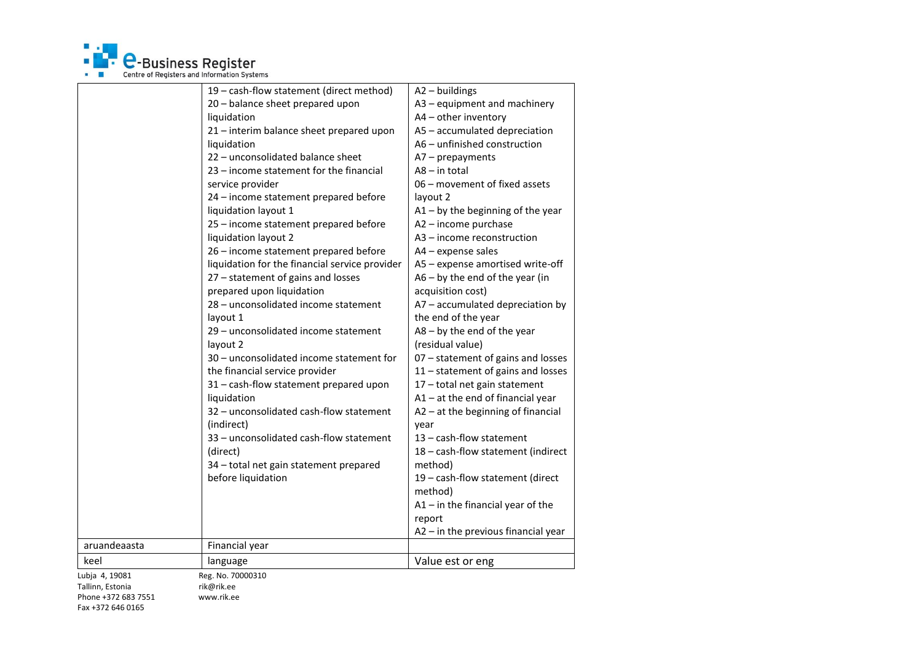| | | |
|---|---|---|
| | 19 – cash-flow statement (direct method)<br>20 – balance sheet prepared upon liquidation<br>21 – interim balance sheet prepared upon liquidation<br>22 – unconsolidated balance sheet<br>23 – income statement for the financial service provider<br>24 – income statement prepared before liquidation layout 1<br>25 – income statement prepared before liquidation layout 2<br>26 – income statement prepared before liquidation for the financial service provider<br>27 – statement of gains and losses prepared upon liquidation<br>28 – unconsolidated income statement layout 1<br>29 – unconsolidated income statement layout 2<br>30 – unconsolidated income statement for the financial service provider<br>31 – cash-flow statement prepared upon liquidation<br>32 – unconsolidated cash-flow statement (indirect)<br>33 – unconsolidated cash-flow statement (direct)<br>34 – total net gain statement prepared before liquidation | A2 – buildings<br>A3 – equipment and machinery<br>A4 – other inventory<br>A5 – accumulated depreciation<br>A6 – unfinished construction<br>A7 – prepayments<br>A8 – in total<br>06 – movement of fixed assets layout 2<br>A1 – by the beginning of the year<br>A2 – income purchase<br>A3 – income reconstruction<br>A4 – expense sales<br>A5 – expense amortised write-off<br>A6 – by the end of the year (in acquisition cost)<br>A7 – accumulated depreciation by the end of the year<br>A8 – by the end of the year (residual value)<br>07 – statement of gains and losses<br>11 – statement of gains and losses<br>17 – total net gain statement<br>A1 – at the end of financial year<br>A2 – at the beginning of financial year<br>13 – cash-flow statement<br>18 – cash-flow statement (indirect method)<br>19 – cash-flow statement (direct method)<br>A1 – in the financial year of the report<br>A2 – in the previous financial year |
| aruandeaasta | Financial year | |
| keel | language | Value est or eng |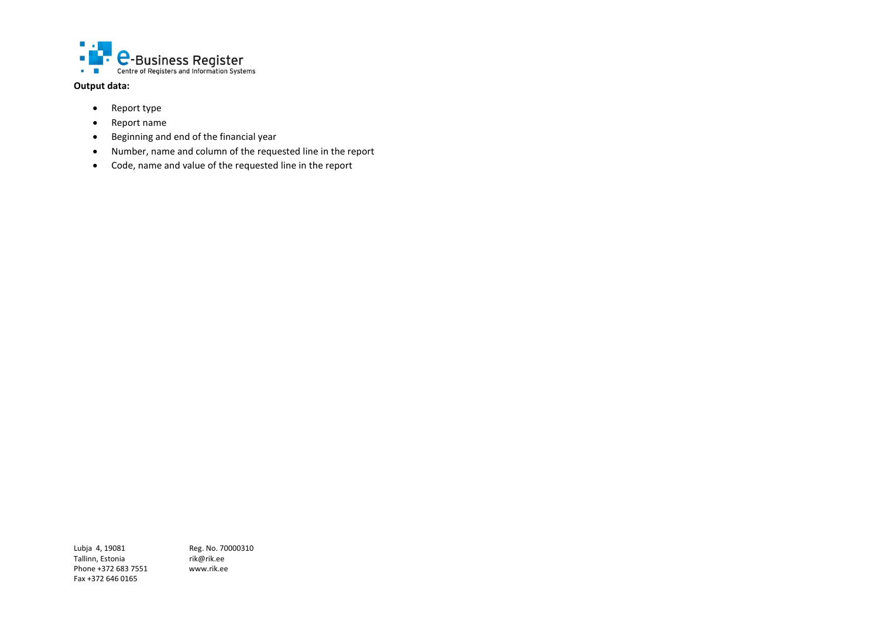**Output data:**

- Report type
- Report name
- Beginning and end of the financial year
- Number, name and column of the requested line in the report
- Code, name and value of the requested line in the report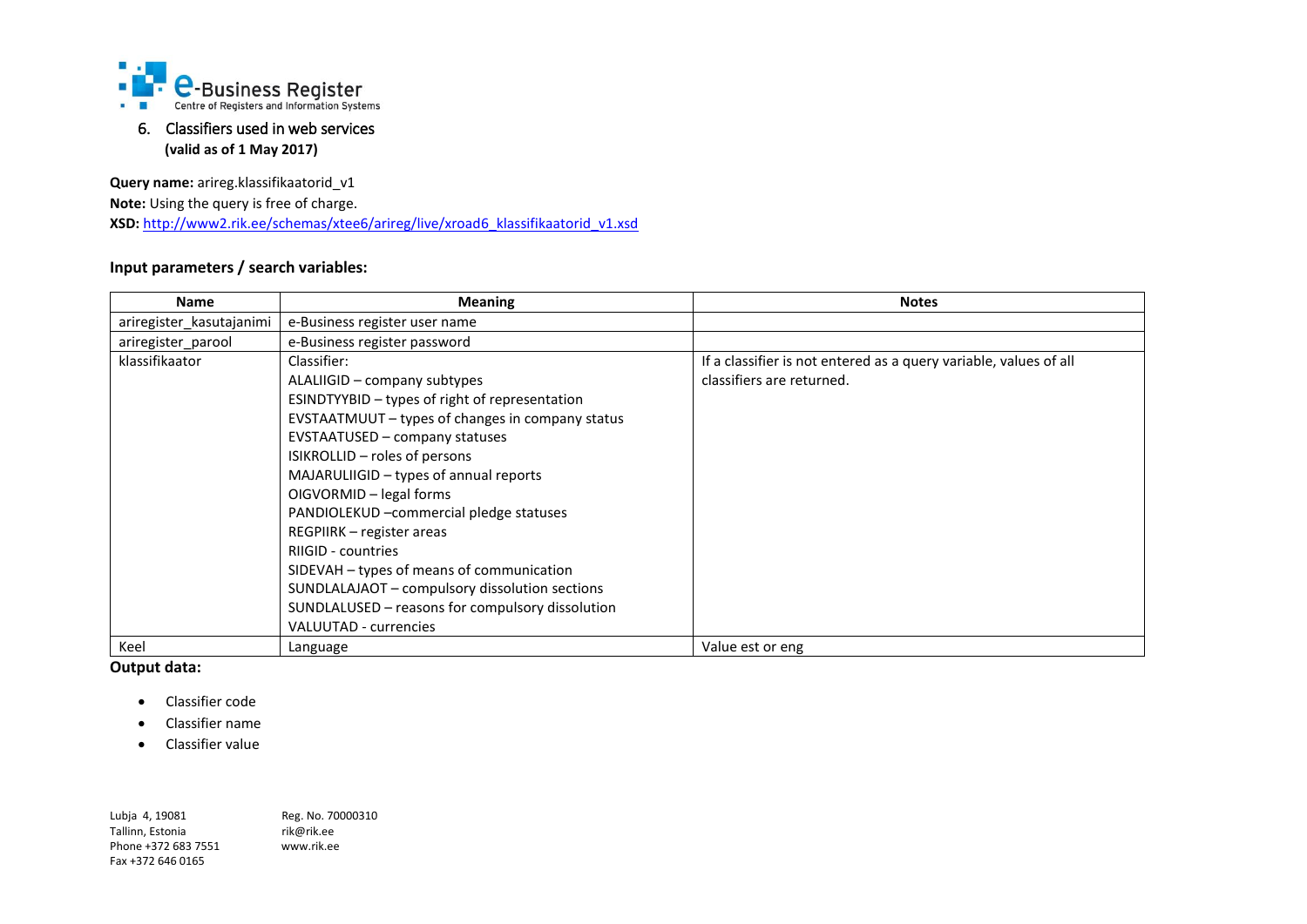## 6. Classifiers used in web services

**(valid as of 1 May 2017)**

**Query name:** arireg.klassifikaatorid_v1

**Note:** Using the query is free of charge.

**XSD:** http://www2.rik.ee/schemas/xtee6/arireg/live/xroad6_klassifikaatorid_v1.xsd

### Input parameters / search variables:

| Name | Meaning | Notes |
|---|---|---|
| ariregister_kasutajanimi | e-Business register user name | |
| ariregister_parool | e-Business register password | |
| klassifikaator | Classifier:<br>ALALIIGID – company subtypes<br>ESINDTYYBID – types of right of representation<br>EVSTAATMUUT – types of changes in company status<br>EVSTAATUSED – company statuses<br>ISIKROLLID – roles of persons<br>MAJARULIIGID – types of annual reports<br>OIGVORMID – legal forms<br>PANDIOLEKUD –commercial pledge statuses<br>REGPIIRK – register areas<br>RIIGID - countries<br>SIDEVAH – types of means of communication<br>SUNDLALAJAOT – compulsory dissolution sections<br>SUNDLALUSED – reasons for compulsory dissolution<br>VALUUTAD - currencies | If a classifier is not entered as a query variable, values of all classifiers are returned. |
| Keel | Language | Value est or eng |

**Output data:**

- Classifier code
- Classifier name
- Classifier value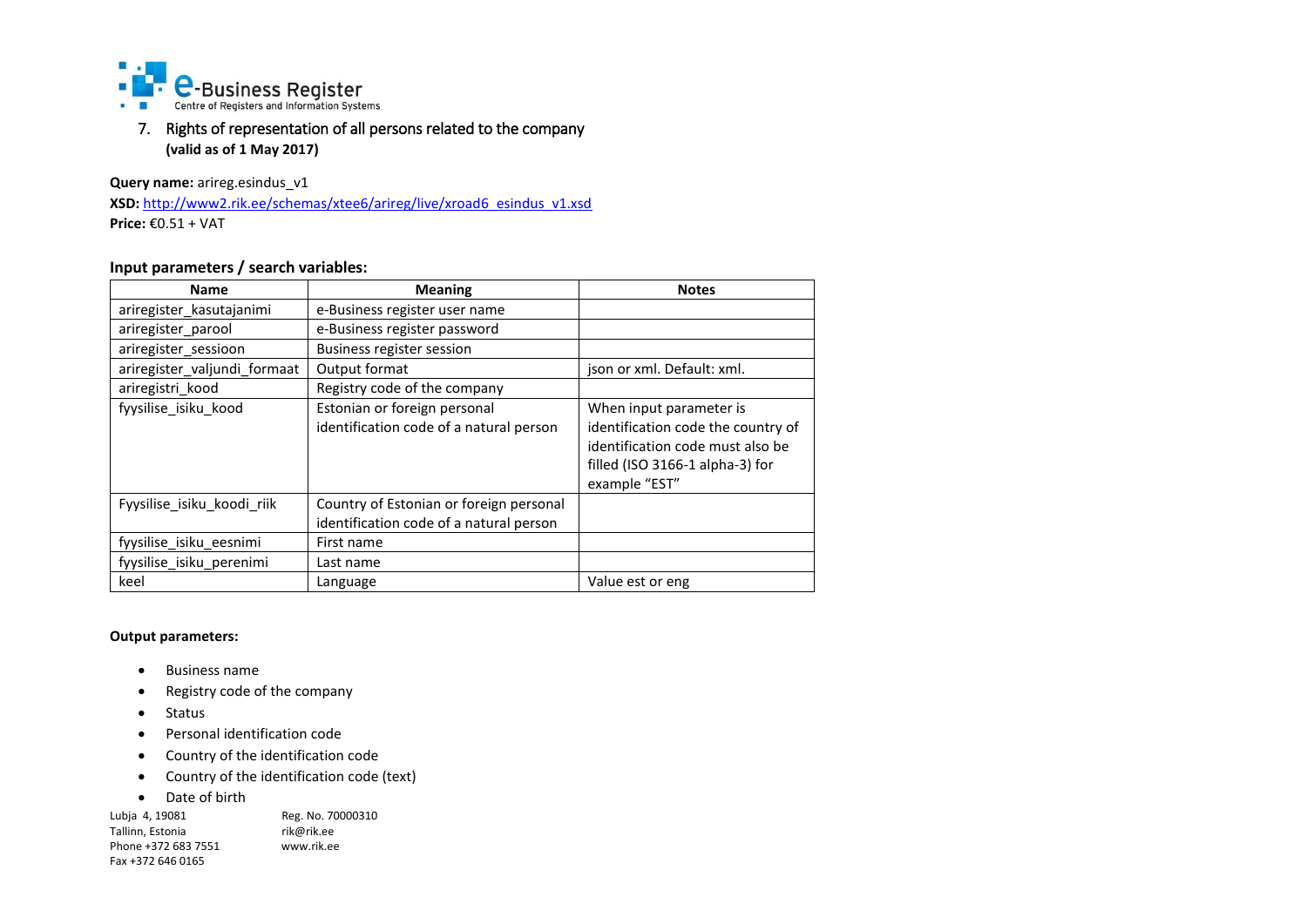7. Rights of representation of all persons related to the company
**(valid as of 1 May 2017)**

**Query name:** arireg.esindus_v1
**XSD:** http://www2.rik.ee/schemas/xtee6/arireg/live/xroad6_esindus_v1.xsd
**Price:** €0.51 + VAT

### Input parameters / search variables:

| Name | Meaning | Notes |
|---|---|---|
| ariregister_kasutajanimi | e-Business register user name | |
| ariregister_parool | e-Business register password | |
| ariregister_sessioon | Business register session | |
| ariregister_valjundi_formaat | Output format | json or xml. Default: xml. |
| ariregistri_kood | Registry code of the company | |
| fyysilise_isiku_kood | Estonian or foreign personal identification code of a natural person | When input parameter is identification code the country of identification code must also be filled (ISO 3166-1 alpha-3) for example "EST" |
| Fyysilise_isiku_koodi_riik | Country of Estonian or foreign personal identification code of a natural person | |
| fyysilise_isiku_eesnimi | First name | |
| fyysilise_isiku_perenimi | Last name | |
| keel | Language | Value est or eng |

**Output parameters:**

- Business name
- Registry code of the company
- Status
- Personal identification code
- Country of the identification code
- Country of the identification code (text)
- Date of birth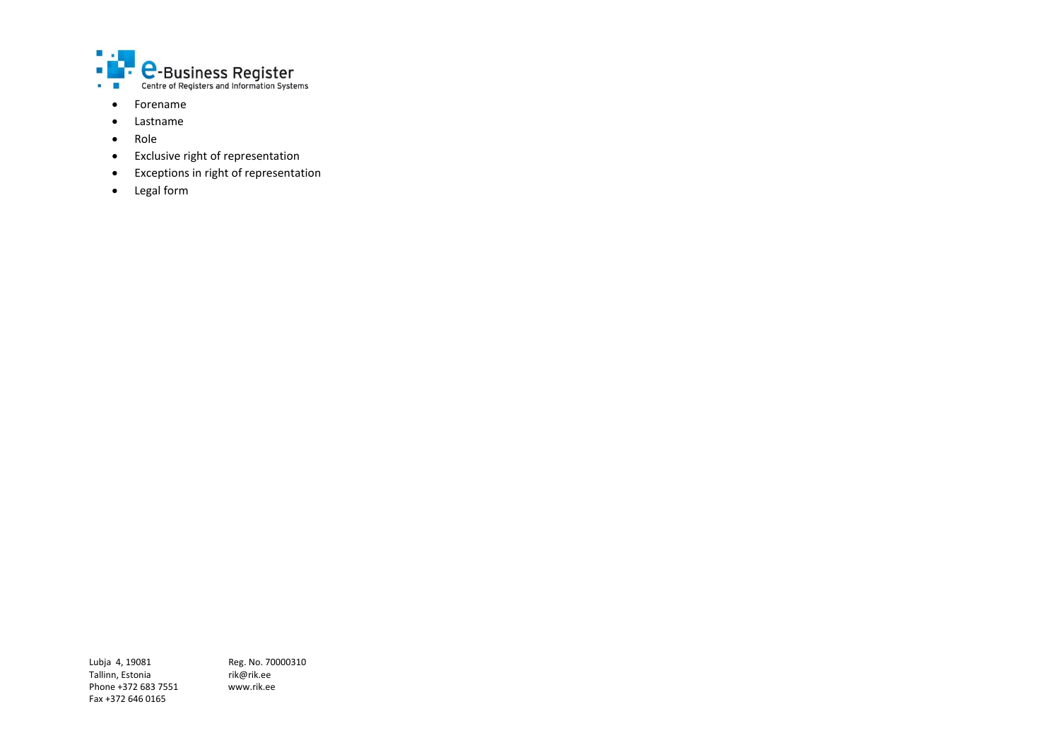- Forename
- Lastname
- Role
- Exclusive right of representation
- Exceptions in right of representation
- Legal form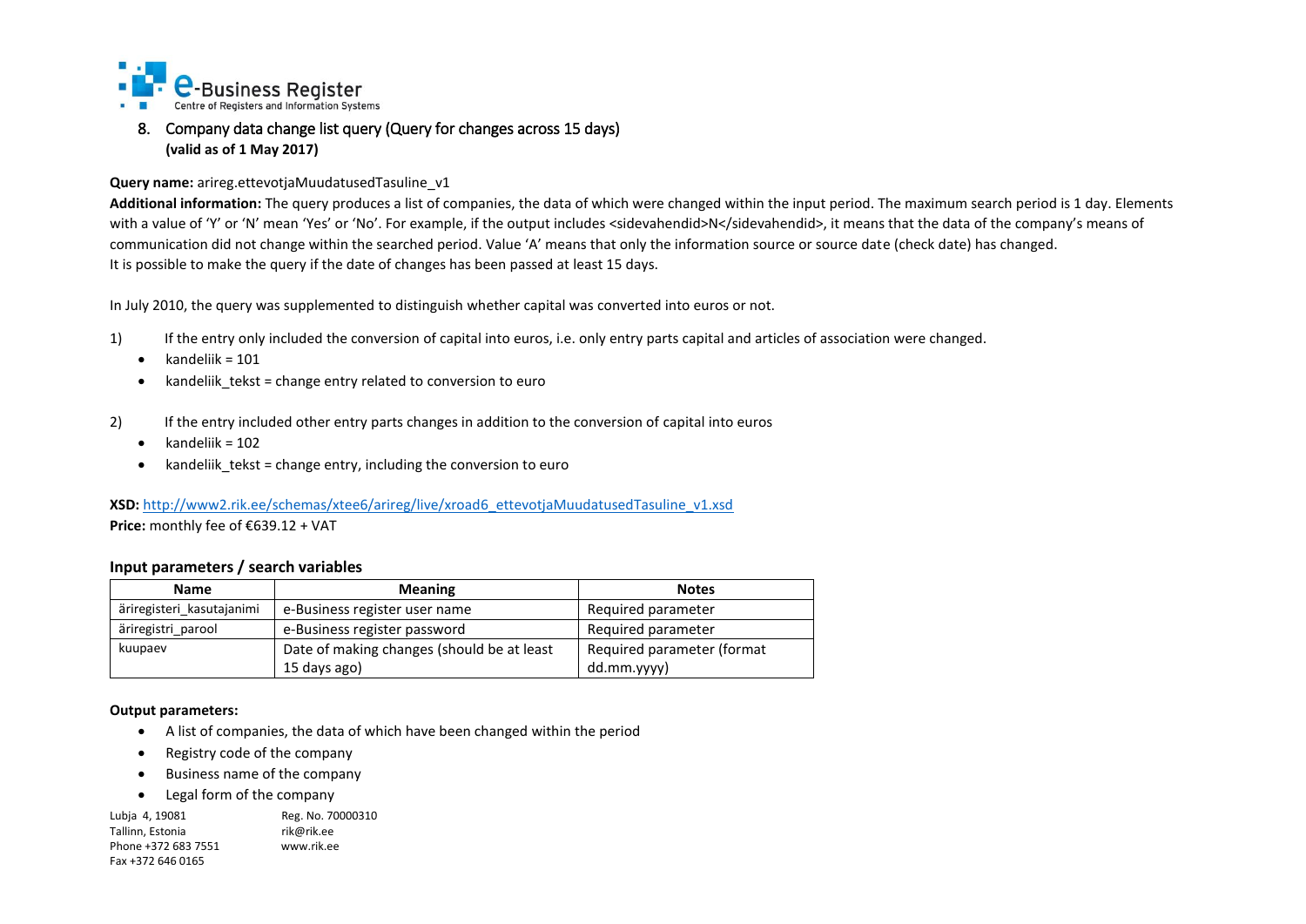## 8. Company data change list query (Query for changes across 15 days)

**(valid as of 1 May 2017)**

**Query name:** arireg.ettevotjaMuudatusedTasuline_v1

**Additional information:** The query produces a list of companies, the data of which were changed within the input period. The maximum search period is 1 day. Elements with a value of 'Y' or 'N' mean 'Yes' or 'No'. For example, if the output includes <sidevahendid>N</sidevahendid>, it means that the data of the company's means of communication did not change within the searched period. Value 'A' means that only the information source or source date (check date) has changed.
It is possible to make the query if the date of changes has been passed at least 15 days.

In July 2010, the query was supplemented to distinguish whether capital was converted into euros or not.

1) If the entry only included the conversion of capital into euros, i.e. only entry parts capital and articles of association were changed.
   - kandeliik = 101
   - kandeliik_tekst = change entry related to conversion to euro

2) If the entry included other entry parts changes in addition to the conversion of capital into euros
   - kandeliik = 102
   - kandeliik_tekst = change entry, including the conversion to euro

**XSD:** http://www2.rik.ee/schemas/xtee6/arireg/live/xroad6_ettevotjaMuudatusedTasuline_v1.xsd
**Price:** monthly fee of €639.12 + VAT

### Input parameters / search variables

| Name | Meaning | Notes |
|---|---|---|
| äriregisteri_kasutajanimi | e-Business register user name | Required parameter |
| äriregistri_parool | e-Business register password | Required parameter |
| kuupaev | Date of making changes (should be at least 15 days ago) | Required parameter (format dd.mm.yyyy) |

**Output parameters:**

- A list of companies, the data of which have been changed within the period
- Registry code of the company
- Business name of the company
- Legal form of the company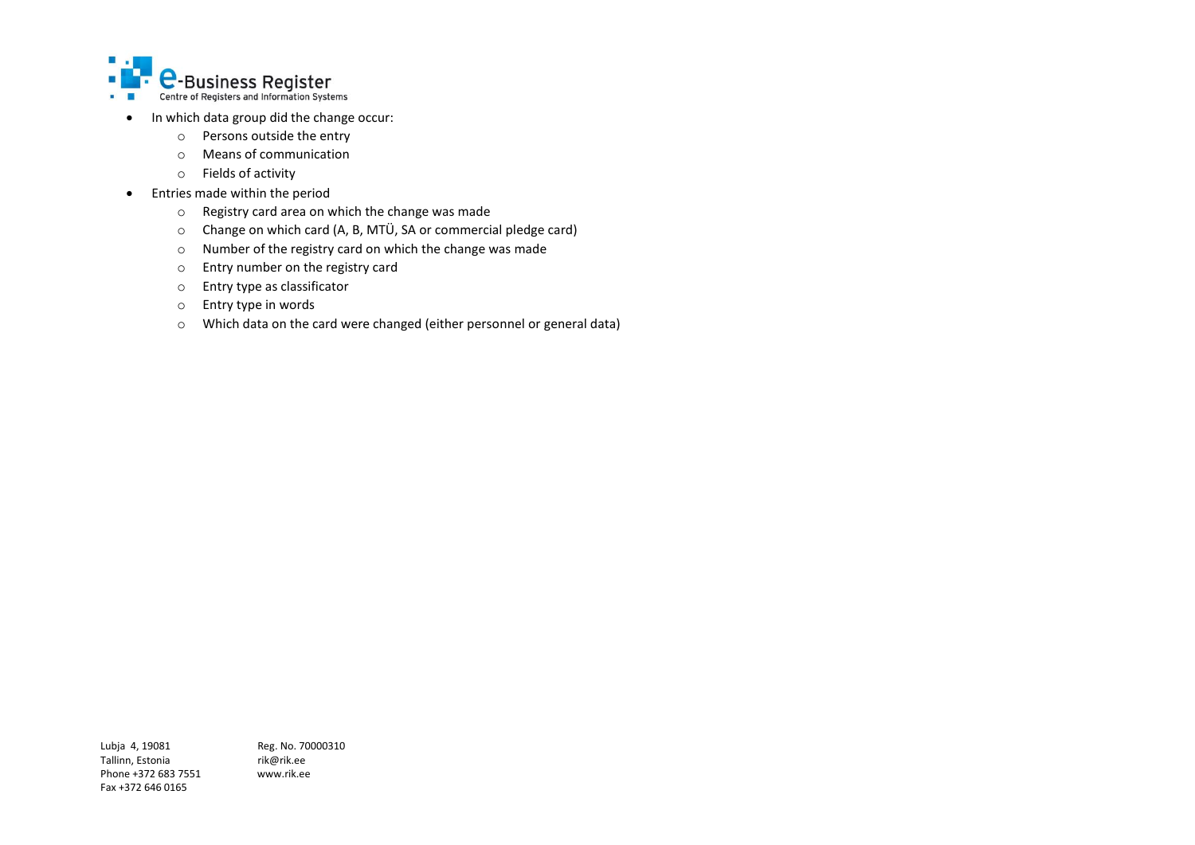- In which data group did the change occur:
    - Persons outside the entry
    - Means of communication
    - Fields of activity
- Entries made within the period
    - Registry card area on which the change was made
    - Change on which card (A, B, MTÜ, SA or commercial pledge card)
    - Number of the registry card on which the change was made
    - Entry number on the registry card
    - Entry type as classificator
    - Entry type in words
    - Which data on the card were changed (either personnel or general data)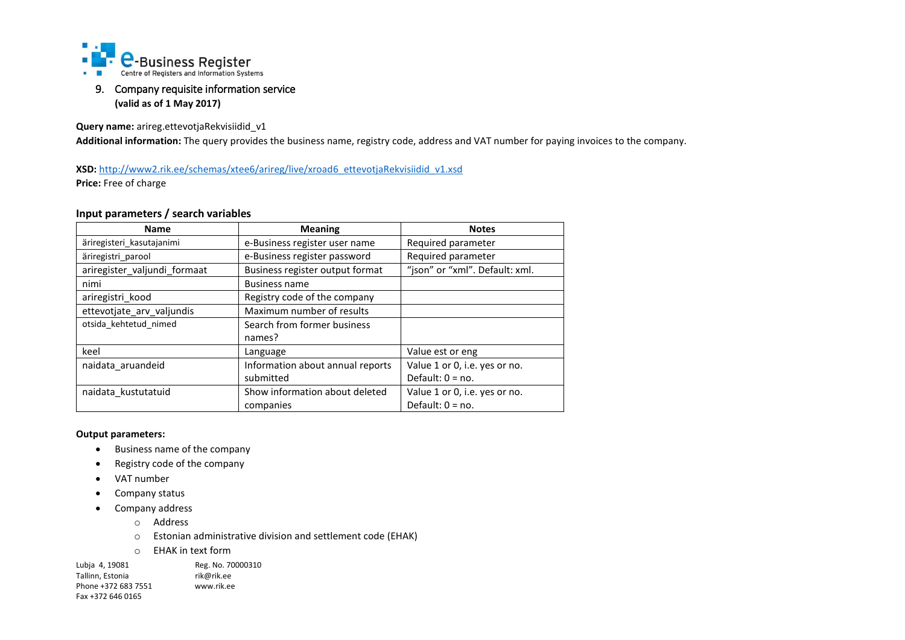## 9. Company requisite information service

**(valid as of 1 May 2017)**

**Query name:** arireg.ettevotjaRekvisiidid_v1

**Additional information:** The query provides the business name, registry code, address and VAT number for paying invoices to the company.

**XSD:** http://www2.rik.ee/schemas/xtee6/arireg/live/xroad6_ettevotjaRekvisiidid_v1.xsd

**Price:** Free of charge

### Input parameters / search variables

| Name | Meaning | Notes |
|---|---|---|
| äriregisteri_kasutajanimi | e-Business register user name | Required parameter |
| äriregistri_parool | e-Business register password | Required parameter |
| ariregister_valjundi_formaat | Business register output format | “json” or “xml”. Default: xml. |
| nimi | Business name | |
| ariregistri_kood | Registry code of the company | |
| ettevotjate_arv_valjundis | Maximum number of results | |
| otsida_kehtetud_nimed | Search from former business names? | |
| keel | Language | Value est or eng |
| naidata_aruandeid | Information about annual reports submitted | Value 1 or 0, i.e. yes or no. Default: 0 = no. |
| naidata_kustutatuid | Show information about deleted companies | Value 1 or 0, i.e. yes or no. Default: 0 = no. |

**Output parameters:**

- Business name of the company
- Registry code of the company
- VAT number
- Company status
- Company address
  - Address
  - Estonian administrative division and settlement code (EHAK)
  - EHAK in text form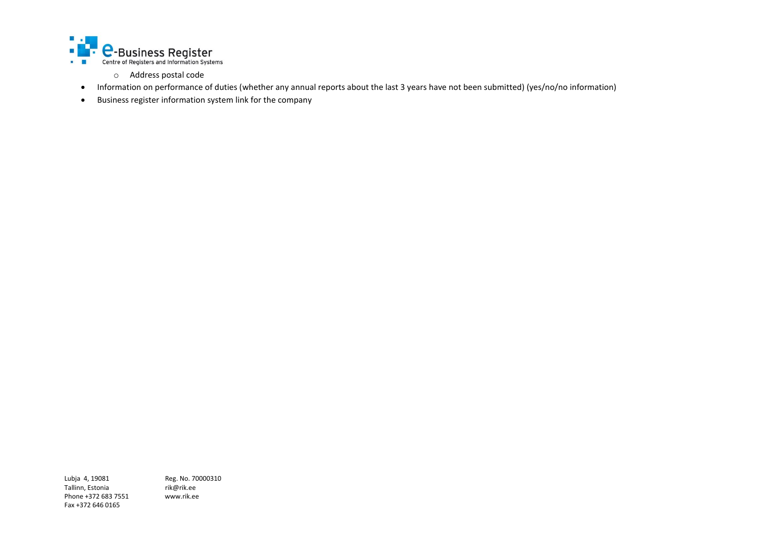- Address postal code
- Information on performance of duties (whether any annual reports about the last 3 years have not been submitted) (yes/no/no information)
- Business register information system link for the company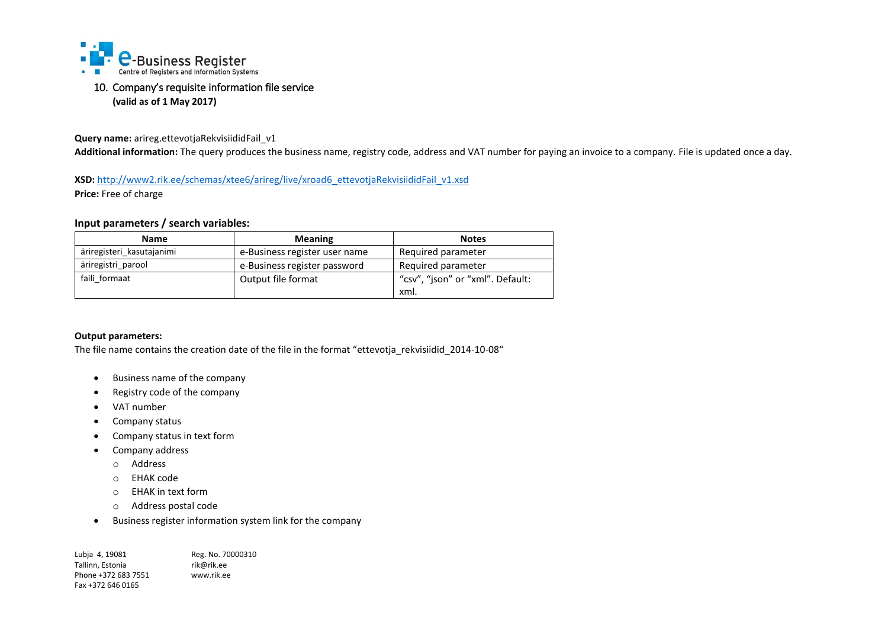## 10. Company's requisite information file service

**(valid as of 1 May 2017)**

**Query name:** arireg.ettevotjaRekvisiididFail_v1

**Additional information:** The query produces the business name, registry code, address and VAT number for paying an invoice to a company. File is updated once a day.

**XSD:** http://www2.rik.ee/schemas/xtee6/arireg/live/xroad6_ettevotjaRekvisiididFail_v1.xsd

**Price:** Free of charge

### Input parameters / search variables:

| Name | Meaning | Notes |
|---|---|---|
| äriregisteri_kasutajanimi | e-Business register user name | Required parameter |
| äriregistri_parool | e-Business register password | Required parameter |
| faili_formaat | Output file format | "csv", "json" or "xml". Default: xml. |

### Output parameters:

The file name contains the creation date of the file in the format "ettevotja_rekvisiidid_2014-10-08"

- Business name of the company
- Registry code of the company
- VAT number
- Company status
- Company status in text form
- Company address
  - Address
  - EHAK code
  - EHAK in text form
  - Address postal code
- Business register information system link for the company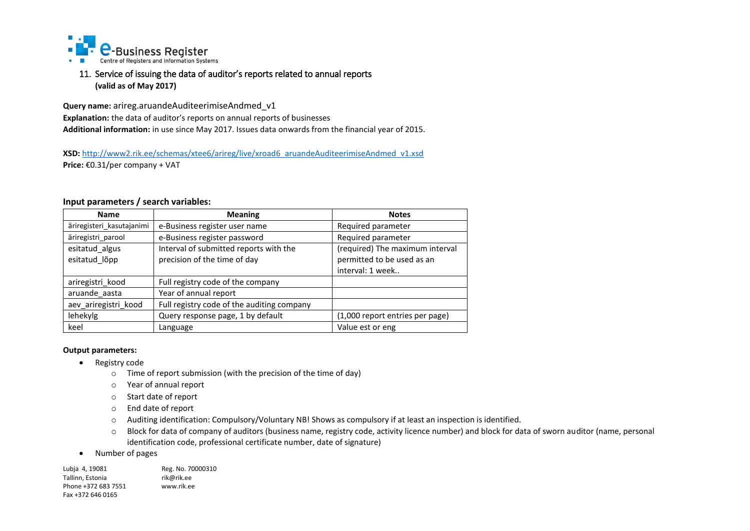## 11. Service of issuing the data of auditor's reports related to annual reports

**(valid as of May 2017)**

**Query name:** arireg.aruandeAuditeerimiseAndmed_v1
**Explanation:** the data of auditor's reports on annual reports of businesses
**Additional information:** in use since May 2017. Issues data onwards from the financial year of 2015.

**XSD:** http://www2.rik.ee/schemas/xtee6/arireg/live/xroad6_aruandeAuditeerimiseAndmed_v1.xsd
**Price:** €0.31/per company + VAT

**Input parameters / search variables:**

| Name | Meaning | Notes |
|---|---|---|
| äriregisteri_kasutajanimi | e-Business register user name | Required parameter |
| äriregistri_parool | e-Business register password | Required parameter |
| esitatud_algus<br>esitatud_lõpp | Interval of submitted reports with the precision of the time of day | (required) The maximum interval permitted to be used as an interval: 1 week.. |
| ariregistri_kood | Full registry code of the company | |
| aruande_aasta | Year of annual report | |
| aev_ariregistri_kood | Full registry code of the auditing company | |
| lehekylg | Query response page, 1 by default | (1,000 report entries per page) |
| keel | Language | Value est or eng |

**Output parameters:**

- Registry code
  - Time of report submission (with the precision of the time of day)
  - Year of annual report
  - Start date of report
  - End date of report
  - Auditing identification: Compulsory/Voluntary NB! Shows as compulsory if at least an inspection is identified.
  - Block for data of company of auditors (business name, registry code, activity licence number) and block for data of sworn auditor (name, personal identification code, professional certificate number, date of signature)
- Number of pages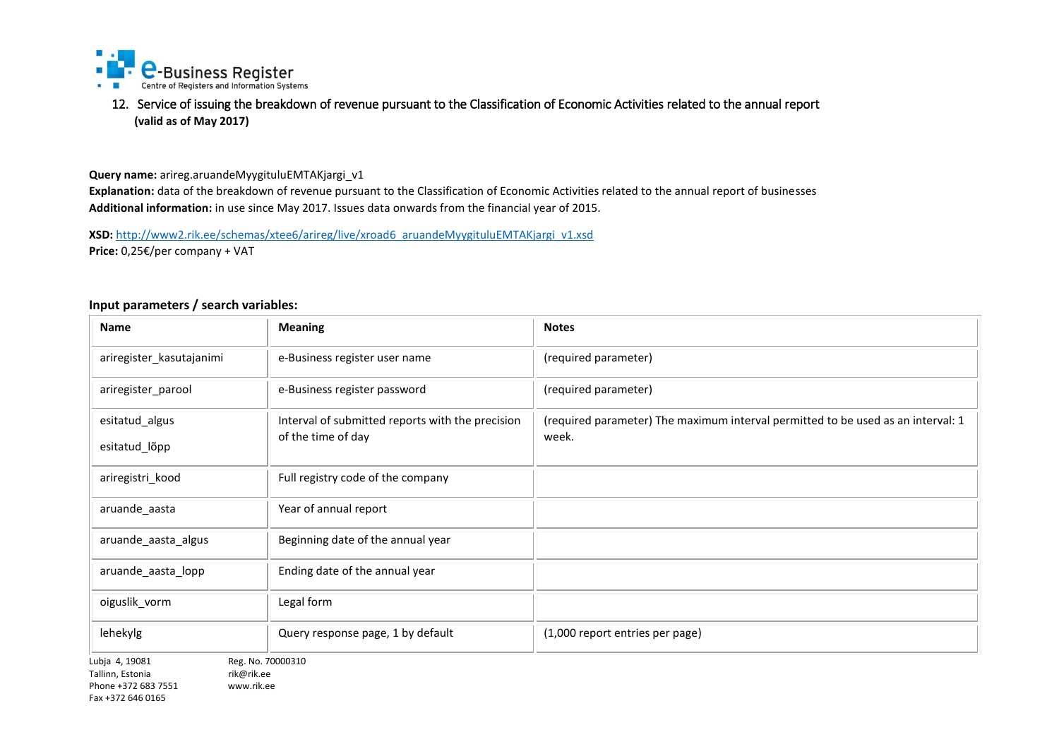## 12. Service of issuing the breakdown of revenue pursuant to the Classification of Economic Activities related to the annual report

**(valid as of May 2017)**

**Query name:** arireg.aruandeMyygituluEMTAKjargi_v1

**Explanation:** data of the breakdown of revenue pursuant to the Classification of Economic Activities related to the annual report of businesses

**Additional information:** in use since May 2017. Issues data onwards from the financial year of 2015.

**XSD:** http://www2.rik.ee/schemas/xtee6/arireg/live/xroad6_aruandeMyygituluEMTAKjargi_v1.xsd

**Price:** 0,25€/per company + VAT

### Input parameters / search variables:

| Name | Meaning | Notes |
|---|---|---|
| ariregister_kasutajanimi | e-Business register user name | (required parameter) |
| ariregister_parool | e-Business register password | (required parameter) |
| esitatud_algus<br>esitatud_lõpp | Interval of submitted reports with the precision of the time of day | (required parameter) The maximum interval permitted to be used as an interval: 1 week. |
| ariregistri_kood | Full registry code of the company | |
| aruande_aasta | Year of annual report | |
| aruande_aasta_algus | Beginning date of the annual year | |
| aruande_aasta_lopp | Ending date of the annual year | |
| oiguslik_vorm | Legal form | |
| lehekylg | Query response page, 1 by default | (1,000 report entries per page) |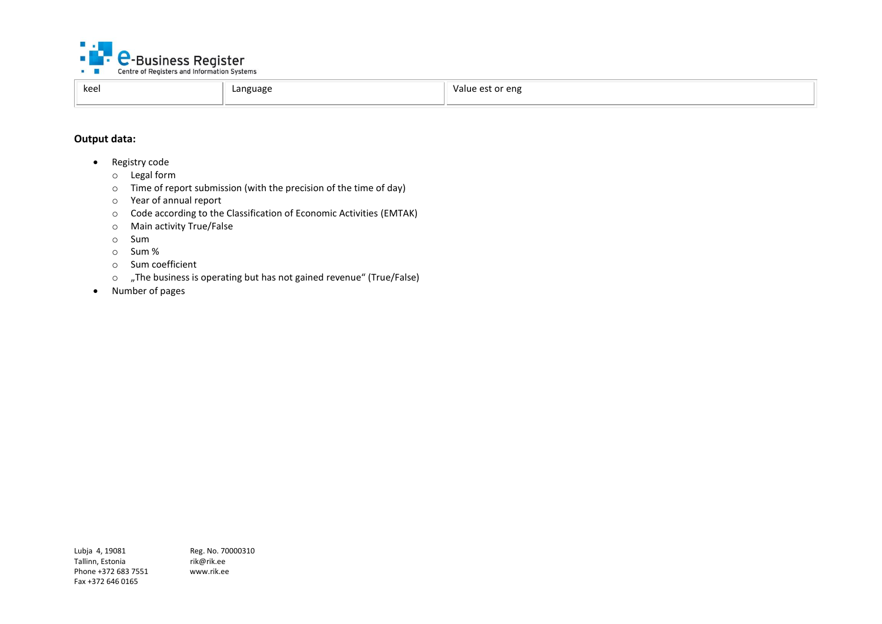| keel | Language | Value est or eng |
|---|---|---|

**Output data:**

- Registry code
    - Legal form
    - Time of report submission (with the precision of the time of day)
    - Year of annual report
    - Code according to the Classification of Economic Activities (EMTAK)
    - Main activity True/False
    - Sum
    - Sum %
    - Sum coefficient
    - „The business is operating but has not gained revenue“ (True/False)
- Number of pages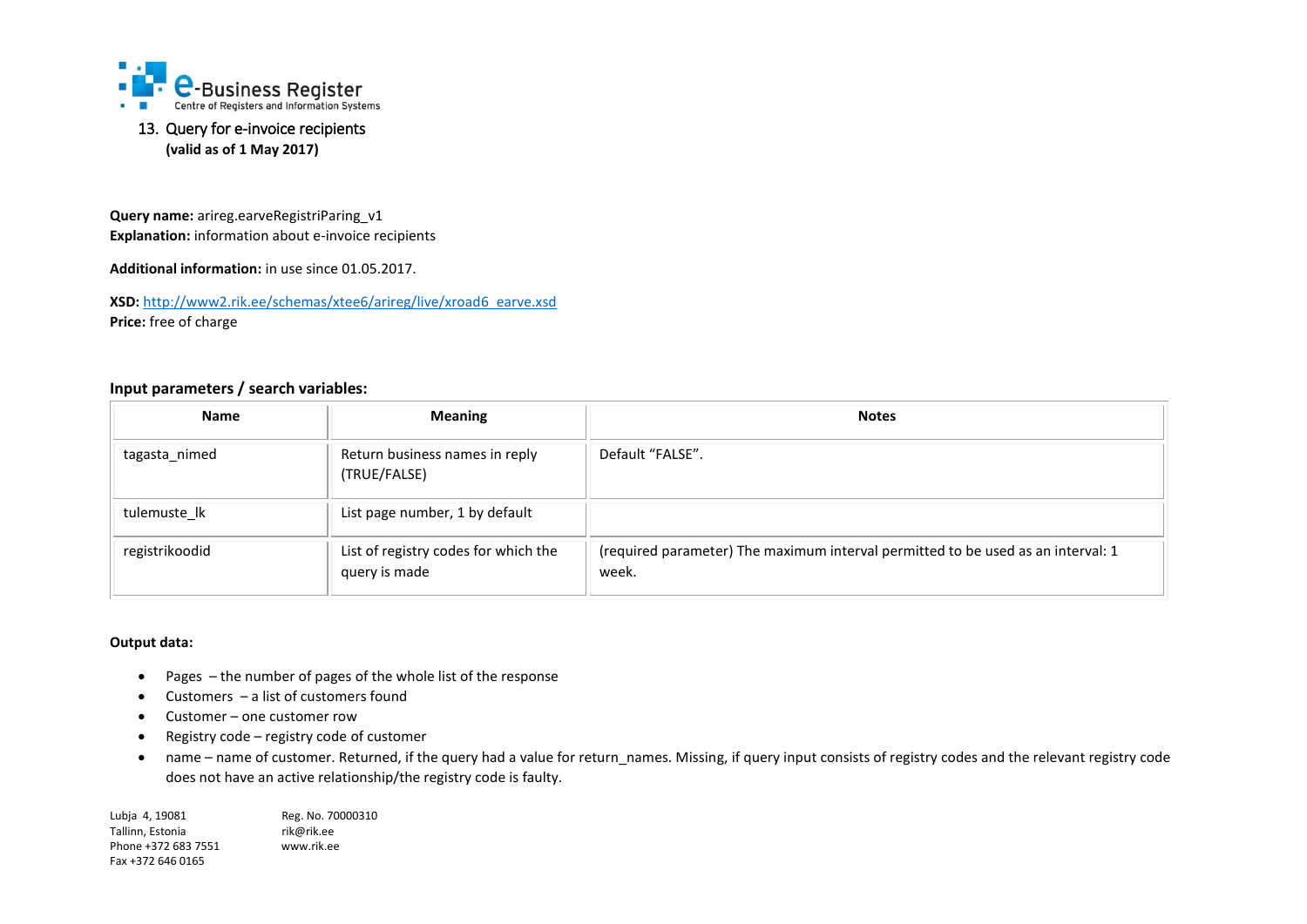## 13. Query for e-invoice recipients

**(valid as of 1 May 2017)**

**Query name:** arireg.earveRegistriParing_v1
**Explanation:** information about e-invoice recipients

**Additional information:** in use since 01.05.2017.

**XSD:** http://www2.rik.ee/schemas/xtee6/arireg/live/xroad6_earve.xsd
**Price:** free of charge

### Input parameters / search variables:

| Name | Meaning | Notes |
|---|---|---|
| tagasta_nimed | Return business names in reply (TRUE/FALSE) | Default "FALSE". |
| tulemuste_lk | List page number, 1 by default | |
| registrikoodid | List of registry codes for which the query is made | (required parameter) The maximum interval permitted to be used as an interval: 1 week. |

### Output data:

- Pages – the number of pages of the whole list of the response
- Customers – a list of customers found
- Customer – one customer row
- Registry code – registry code of customer
- name – name of customer. Returned, if the query had a value for return_names. Missing, if query input consists of registry codes and the relevant registry code does not have an active relationship/the registry code is faulty.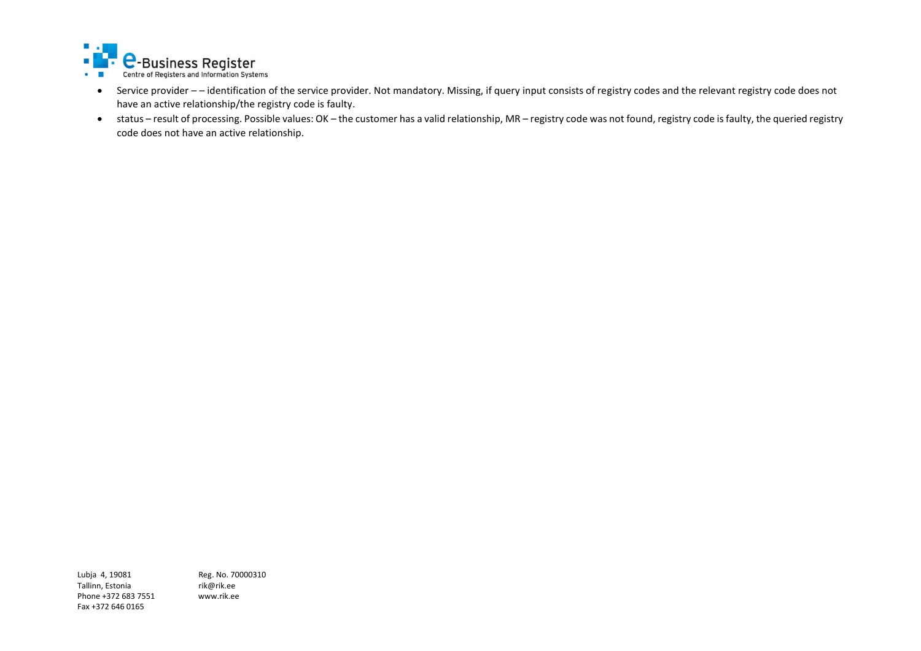- Service provider – – identification of the service provider. Not mandatory. Missing, if query input consists of registry codes and the relevant registry code does not have an active relationship/the registry code is faulty.
- status – result of processing. Possible values: OK – the customer has a valid relationship, MR – registry code was not found, registry code is faulty, the queried registry code does not have an active relationship.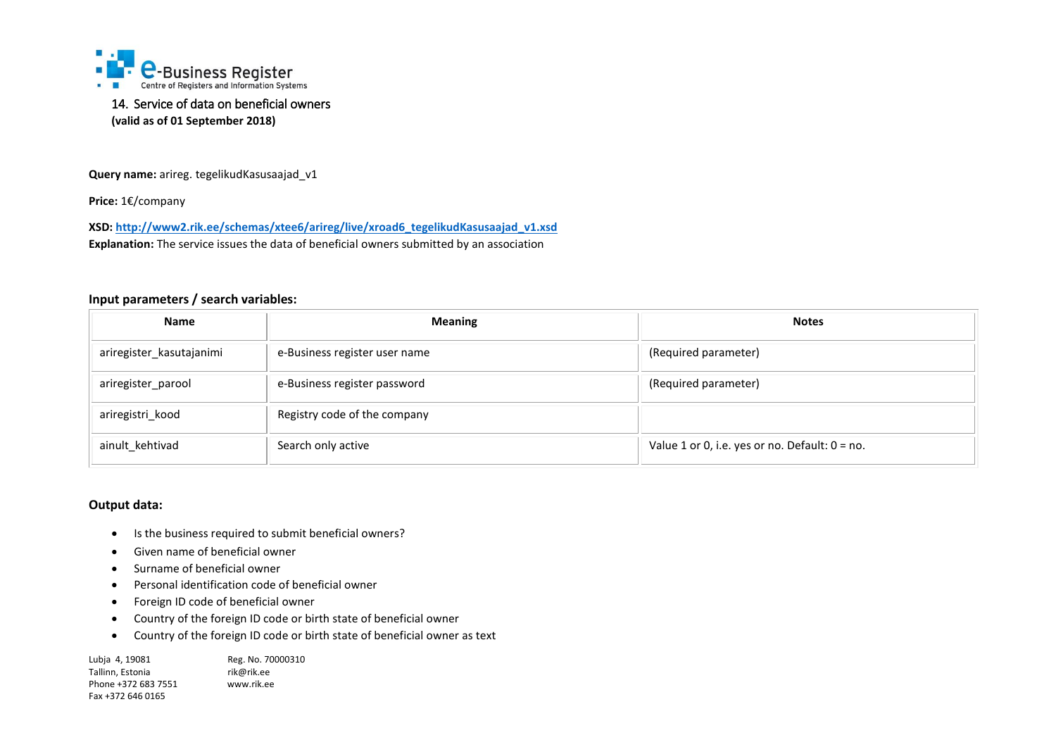## 14. Service of data on beneficial owners

**(valid as of 01 September 2018)**

**Query name:** arireg. tegelikudKasusaajad_v1

**Price:** 1€/company

**XSD:** **http://www2.rik.ee/schemas/xtee6/arireg/live/xroad6_tegelikudKasusaajad_v1.xsd**
**Explanation:** The service issues the data of beneficial owners submitted by an association

### Input parameters / search variables:

| Name | Meaning | Notes |
| --- | --- | --- |
| ariregister_kasutajanimi | e-Business register user name | (Required parameter) |
| ariregister_parool | e-Business register password | (Required parameter) |
| ariregistri_kood | Registry code of the company | |
| ainult_kehtivad | Search only active | Value 1 or 0, i.e. yes or no. Default: 0 = no. |

### Output data:

- Is the business required to submit beneficial owners?
- Given name of beneficial owner
- Surname of beneficial owner
- Personal identification code of beneficial owner
- Foreign ID code of beneficial owner
- Country of the foreign ID code or birth state of beneficial owner
- Country of the foreign ID code or birth state of beneficial owner as text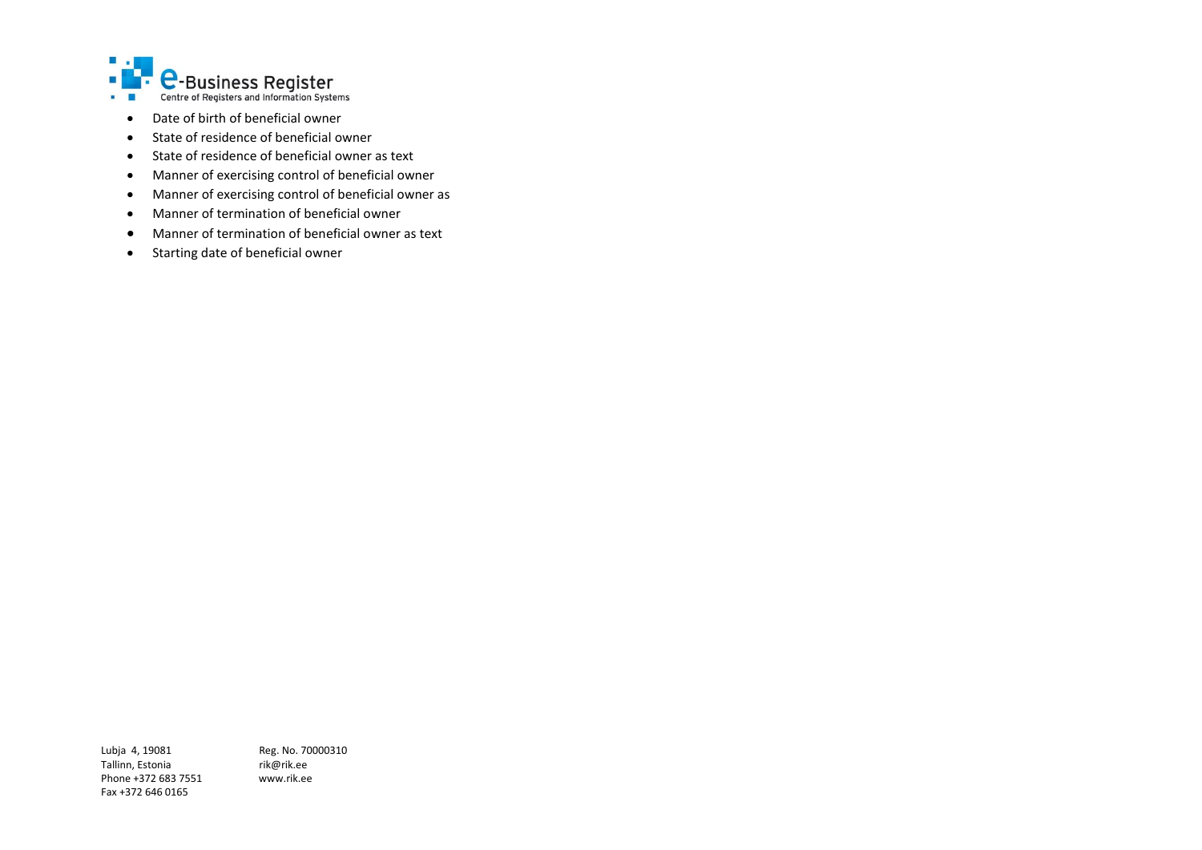- Date of birth of beneficial owner
- State of residence of beneficial owner
- State of residence of beneficial owner as text
- Manner of exercising control of beneficial owner
- Manner of exercising control of beneficial owner as
- Manner of termination of beneficial owner
- Manner of termination of beneficial owner as text
- Starting date of beneficial owner